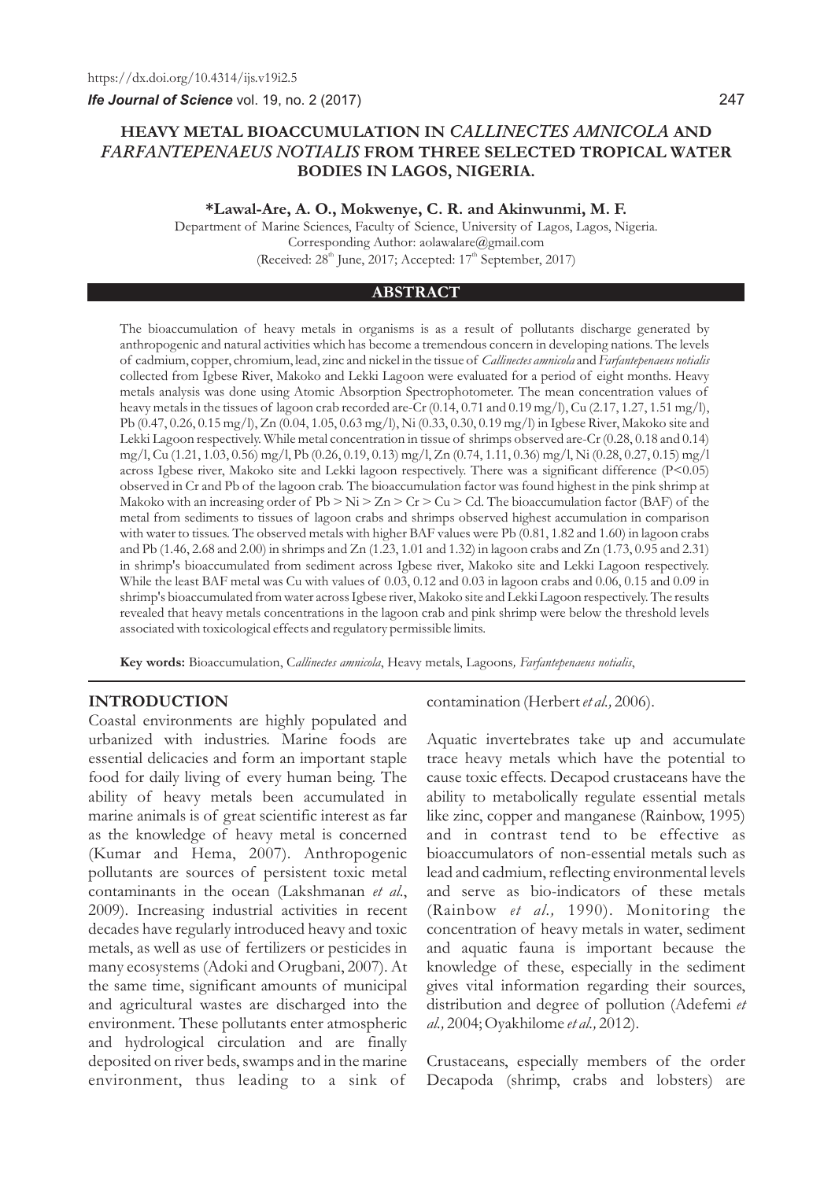https://dx.doi.org/10.4314/ijs.v19i2.5

# HEAVY METAL BIOACCUMULATION IN *CALLINECTES AMNICOLA* AND *FARFANTEPENAEUS NOTIALIS* FROM THREE SELECTED TROPICAL WATER BODIES IN LAGOS, NIGERIA.

**\*Lawal-Are, A. O., Mokwenye, C. R. and Akinwunmi, M. F.**

Department of Marine Sciences, Faculty of Science, University of Lagos, Lagos, Nigeria.
Corresponding Author: aolawalare@gmail.com
(Received: 28th June, 2017; Accepted: 17th September, 2017)

## ABSTRACT

The bioaccumulation of heavy metals in organisms is as a result of pollutants discharge generated by anthropogenic and natural activities which has become a tremendous concern in developing nations. The levels of cadmium, copper, chromium, lead, zinc and nickel in the tissue of *Callinectes amnicola* and *Farfantepenaeus notialis* collected from Igbese River, Makoko and Lekki Lagoon were evaluated for a period of eight months. Heavy metals analysis was done using Atomic Absorption Spectrophotometer. The mean concentration values of heavy metals in the tissues of lagoon crab recorded are-Cr (0.14, 0.71 and 0.19 mg/l), Cu (2.17, 1.27, 1.51 mg/l), Pb (0.47, 0.26, 0.15 mg/l), Zn (0.04, 1.05, 0.63 mg/l), Ni (0.33, 0.30, 0.19 mg/l) in Igbese River, Makoko site and Lekki Lagoon respectively. While metal concentration in tissue of shrimps observed are-Cr (0.28, 0.18 and 0.14) mg/l, Cu (1.21, 1.03, 0.56) mg/l, Pb (0.26, 0.19, 0.13) mg/l, Zn (0.74, 1.11, 0.36) mg/l, Ni (0.28, 0.27, 0.15) mg/l across Igbese river, Makoko site and Lekki lagoon respectively. There was a significant difference ($P<0.05$) observed in Cr and Pb of the lagoon crab. The bioaccumulation factor was found highest in the pink shrimp at Makoko with an increasing order of Pb > Ni > Zn > Cr > Cu > Cd. The bioaccumulation factor (BAF) of the metal from sediments to tissues of lagoon crabs and shrimps observed highest accumulation in comparison with water to tissues. The observed metals with higher BAF values were Pb (0.81, 1.82 and 1.60) in lagoon crabs and Pb (1.46, 2.68 and 2.00) in shrimps and Zn (1.23, 1.01 and 1.32) in lagoon crabs and Zn (1.73, 0.95 and 2.31) in shrimp's bioaccumulated from sediment across Igbese river, Makoko site and Lekki Lagoon respectively. While the least BAF metal was Cu with values of 0.03, 0.12 and 0.03 in lagoon crabs and 0.06, 0.15 and 0.09 in shrimp's bioaccumulated from water across Igbese river, Makoko site and Lekki Lagoon respectively. The results revealed that heavy metals concentrations in the lagoon crab and pink shrimp were below the threshold levels associated with toxicological effects and regulatory permissible limits.

**Key words:** Bioaccumulation, *Callinectes amnicola*, Heavy metals, Lagoons, *Farfantepenaeus notialis*,

## INTRODUCTION

Coastal environments are highly populated and urbanized with industries. Marine foods are essential delicacies and form an important staple food for daily living of every human being. The ability of heavy metals been accumulated in marine animals is of great scientific interest as far as the knowledge of heavy metal is concerned (Kumar and Hema, 2007). Anthropogenic pollutants are sources of persistent toxic metal contaminants in the ocean (Lakshmanan *et al*., 2009). Increasing industrial activities in recent decades have regularly introduced heavy and toxic metals, as well as use of fertilizers or pesticides in many ecosystems (Adoki and Orugbani, 2007). At the same time, significant amounts of municipal and agricultural wastes are discharged into the environment. These pollutants enter atmospheric and hydrological circulation and are finally deposited on river beds, swamps and in the marine environment, thus leading to a sink of contamination (Herbert *et al.,* 2006).

Aquatic invertebrates take up and accumulate trace heavy metals which have the potential to cause toxic effects. Decapod crustaceans have the ability to metabolically regulate essential metals like zinc, copper and manganese (Rainbow, 1995) and in contrast tend to be effective as bioaccumulators of non-essential metals such as lead and cadmium, reflecting environmental levels and serve as bio-indicators of these metals (Rainbow *et al.,* 1990). Monitoring the concentration of heavy metals in water, sediment and aquatic fauna is important because the knowledge of these, especially in the sediment gives vital information regarding their sources, distribution and degree of pollution (Adefemi *et al.,* 2004; Oyakhilome *et al.,* 2012).

Crustaceans, especially members of the order Decapoda (shrimp, crabs and lobsters) are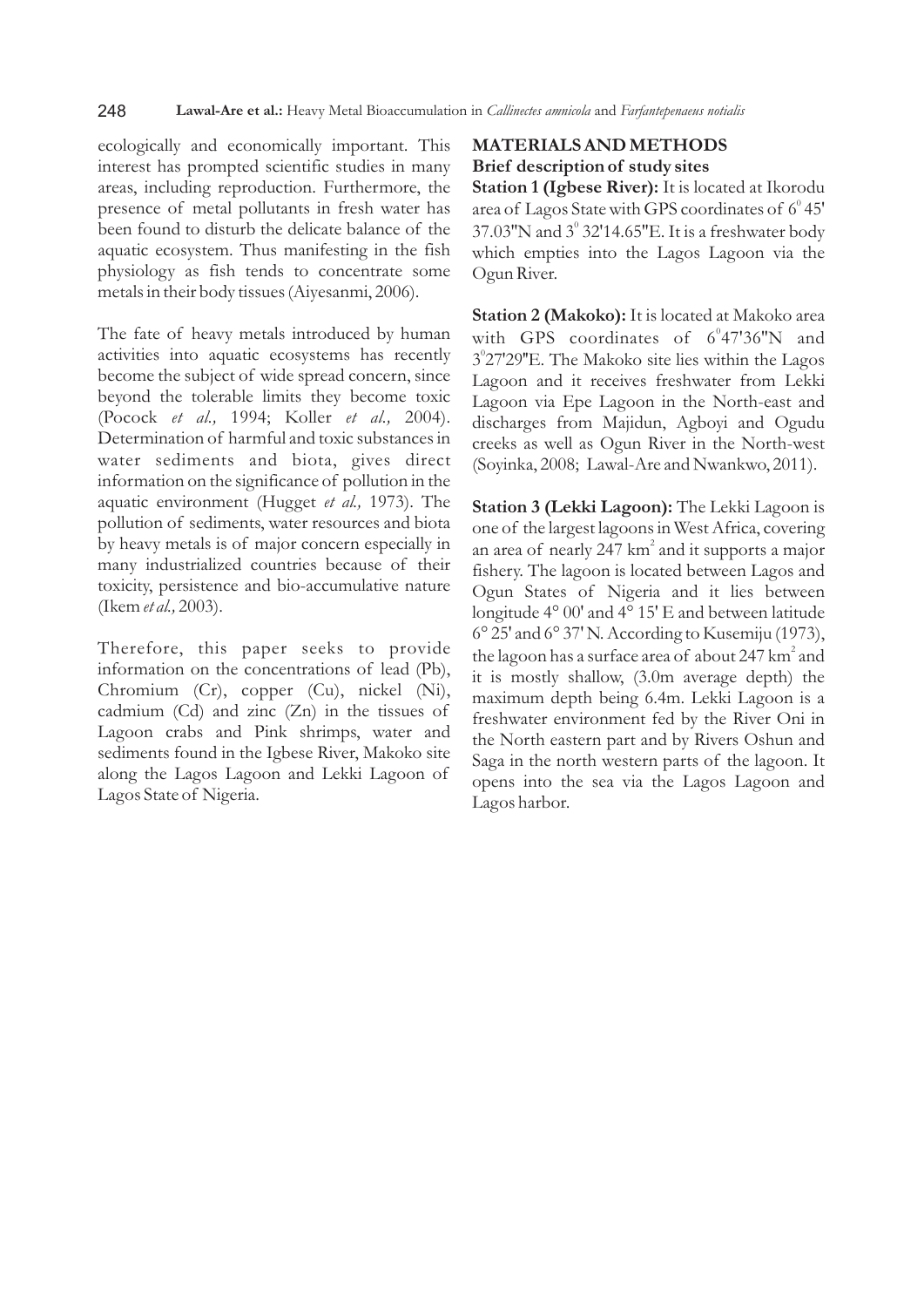ecologically and economically important. This interest has prompted scientific studies in many areas, including reproduction. Furthermore, the presence of metal pollutants in fresh water has been found to disturb the delicate balance of the aquatic ecosystem. Thus manifesting in the fish physiology as fish tends to concentrate some metals in their body tissues (Aiyesanmi, 2006).

The fate of heavy metals introduced by human activities into aquatic ecosystems has recently become the subject of wide spread concern, since beyond the tolerable limits they become toxic (Pocock *et al.,* 1994; Koller *et al.,* 2004). Determination of harmful and toxic substances in water sediments and biota, gives direct information on the significance of pollution in the aquatic environment (Hugget *et al.,* 1973). The pollution of sediments, water resources and biota by heavy metals is of major concern especially in many industrialized countries because of their toxicity, persistence and bio-accumulative nature (Ikem *et al.,* 2003).

Therefore, this paper seeks to provide information on the concentrations of lead (Pb), Chromium (Cr), copper (Cu), nickel (Ni), cadmium (Cd) and zinc (Zn) in the tissues of Lagoon crabs and Pink shrimps, water and sediments found in the Igbese River, Makoko site along the Lagos Lagoon and Lekki Lagoon of Lagos State of Nigeria.

## MATERIALS AND METHODS

### Brief description of study sites

**Station 1 (Igbese River):** It is located at Ikorodu area of Lagos State with GPS coordinates of $6^0$ 45' 37.03"N and $3^0$ 32'14.65"E. It is a freshwater body which empties into the Lagos Lagoon via the Ogun River.

**Station 2 (Makoko):** It is located at Makoko area with GPS coordinates of $6^0$47'36"N and $3^0$27'29"E. The Makoko site lies within the Lagos Lagoon and it receives freshwater from Lekki Lagoon via Epe Lagoon in the North-east and discharges from Majidun, Agboyi and Ogudu creeks as well as Ogun River in the North-west (Soyinka, 2008; Lawal-Are and Nwankwo, 2011).

**Station 3 (Lekki Lagoon):** The Lekki Lagoon is one of the largest lagoons in West Africa, covering an area of nearly 247 $km^2$ and it supports a major fishery. The lagoon is located between Lagos and Ogun States of Nigeria and it lies between longitude 4° 00' and 4° 15' E and between latitude 6° 25' and 6° 37' N. According to Kusemiju (1973), the lagoon has a surface area of about 247 $km^2$ and it is mostly shallow, (3.0m average depth) the maximum depth being 6.4m. Lekki Lagoon is a freshwater environment fed by the River Oni in the North eastern part and by Rivers Oshun and Saga in the north western parts of the lagoon. It opens into the sea via the Lagos Lagoon and Lagos harbor.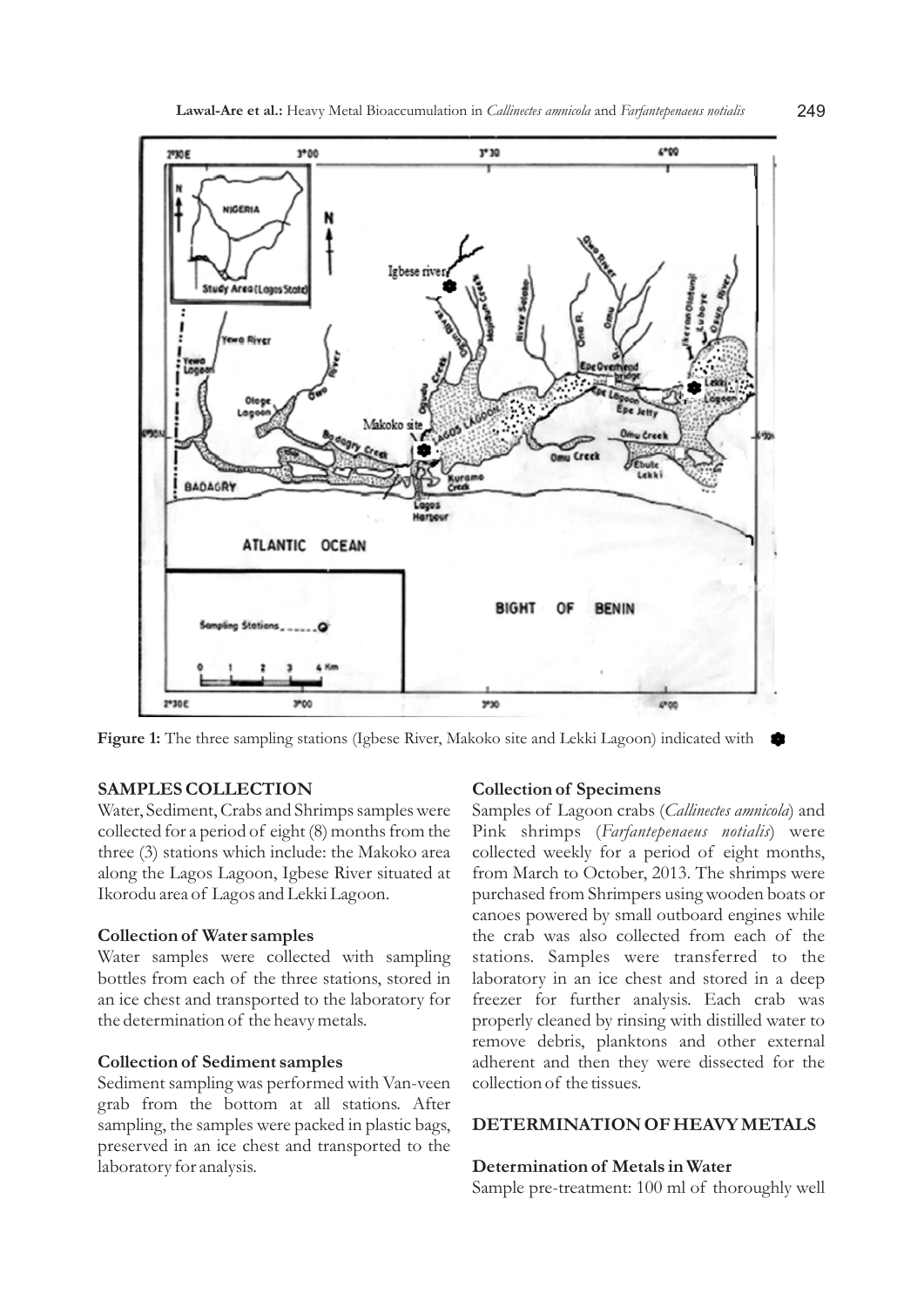**Figure 1:** The three sampling stations (Igbese River, Makoko site and Lekki Lagoon) indicated with

## SAMPLES COLLECTION

Water, Sediment, Crabs and Shrimps samples were collected for a period of eight (8) months from the three (3) stations which include: the Makoko area along the Lagos Lagoon, Igbese River situated at Ikorodu area of Lagos and Lekki Lagoon.

### Collection of Water samples

Water samples were collected with sampling bottles from each of the three stations, stored in an ice chest and transported to the laboratory for the determination of the heavy metals.

### Collection of Sediment samples

Sediment sampling was performed with Van-veen grab from the bottom at all stations. After sampling, the samples were packed in plastic bags, preserved in an ice chest and transported to the laboratory for analysis.

### Collection of Specimens

Samples of Lagoon crabs (*Callinectes amnicola*) and Pink shrimps (*Farfantepenaeus notialis*) were collected weekly for a period of eight months, from March to October, 2013. The shrimps were purchased from Shrimpers using wooden boats or canoes powered by small outboard engines while the crab was also collected from each of the stations. Samples were transferred to the laboratory in an ice chest and stored in a deep freezer for further analysis. Each crab was properly cleaned by rinsing with distilled water to remove debris, planktons and other external adherent and then they were dissected for the collection of the tissues.

## DETERMINATION OF HEAVY METALS

### Determination of Metals in Water

Sample pre-treatment: 100 ml of thoroughly well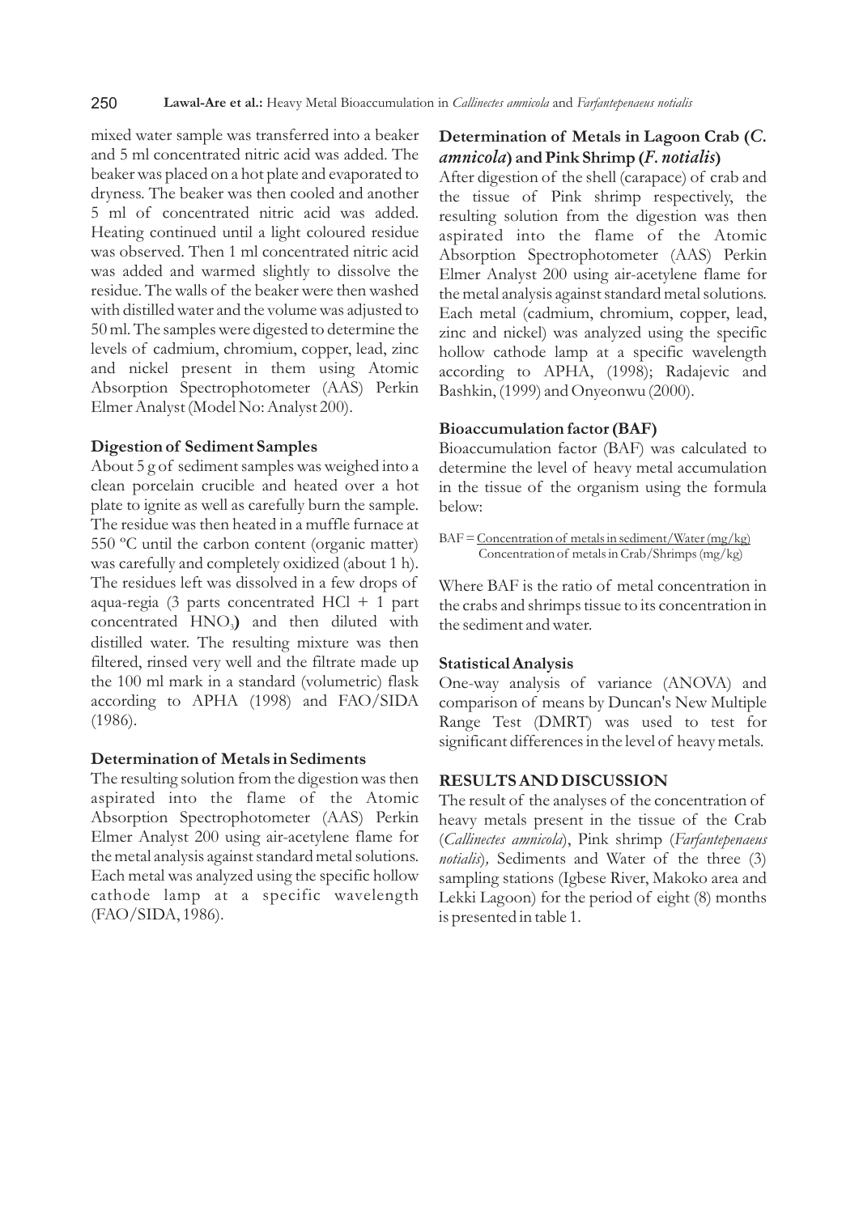mixed water sample was transferred into a beaker and 5 ml concentrated nitric acid was added. The beaker was placed on a hot plate and evaporated to dryness. The beaker was then cooled and another 5 ml of concentrated nitric acid was added. Heating continued until a light coloured residue was observed. Then 1 ml concentrated nitric acid was added and warmed slightly to dissolve the residue. The walls of the beaker were then washed with distilled water and the volume was adjusted to 50 ml. The samples were digested to determine the levels of cadmium, chromium, copper, lead, zinc and nickel present in them using Atomic Absorption Spectrophotometer (AAS) Perkin Elmer Analyst (Model No: Analyst 200).

### Digestion of Sediment Samples

About 5 g of sediment samples was weighed into a clean porcelain crucible and heated over a hot plate to ignite as well as carefully burn the sample. The residue was then heated in a muffle furnace at 550 ºC until the carbon content (organic matter) was carefully and completely oxidized (about 1 h). The residues left was dissolved in a few drops of aqua-regia (3 parts concentrated HCl + 1 part concentrated $HNO_3$**)** and then diluted with distilled water. The resulting mixture was then filtered, rinsed very well and the filtrate made up the 100 ml mark in a standard (volumetric) flask according to APHA (1998) and FAO/SIDA (1986).

### Determination of Metals in Sediments

The resulting solution from the digestion was then aspirated into the flame of the Atomic Absorption Spectrophotometer (AAS) Perkin Elmer Analyst 200 using air-acetylene flame for the metal analysis against standard metal solutions. Each metal was analyzed using the specific hollow cathode lamp at a specific wavelength (FAO/SIDA, 1986).

### Determination of Metals in Lagoon Crab (*C. amnicola*) and Pink Shrimp (*F. notialis*)

After digestion of the shell (carapace) of crab and the tissue of Pink shrimp respectively, the resulting solution from the digestion was then aspirated into the flame of the Atomic Absorption Spectrophotometer (AAS) Perkin Elmer Analyst 200 using air-acetylene flame for the metal analysis against standard metal solutions. Each metal (cadmium, chromium, copper, lead, zinc and nickel) was analyzed using the specific hollow cathode lamp at a specific wavelength according to APHA, (1998); Radajevic and Bashkin, (1999) and Onyeonwu (2000).

### Bioaccumulation factor (BAF)

Bioaccumulation factor (BAF) was calculated to determine the level of heavy metal accumulation in the tissue of the organism using the formula below:

$$BAF = \frac{\text{Concentration of metals in sediment/Water (mg/kg)}}{\text{Concentration of metals in Crab/Shrimps (mg/kg)}}$$

Where BAF is the ratio of metal concentration in the crabs and shrimps tissue to its concentration in the sediment and water.

### Statistical Analysis

One-way analysis of variance (ANOVA) and comparison of means by Duncan's New Multiple Range Test (DMRT) was used to test for significant differences in the level of heavy metals.

## RESULTS AND DISCUSSION

The result of the analyses of the concentration of heavy metals present in the tissue of the Crab (*Callinectes amnicola*), Pink shrimp (*Farfantepenaeus notialis*), Sediments and Water of the three (3) sampling stations (Igbese River, Makoko area and Lekki Lagoon) for the period of eight (8) months is presented in table 1.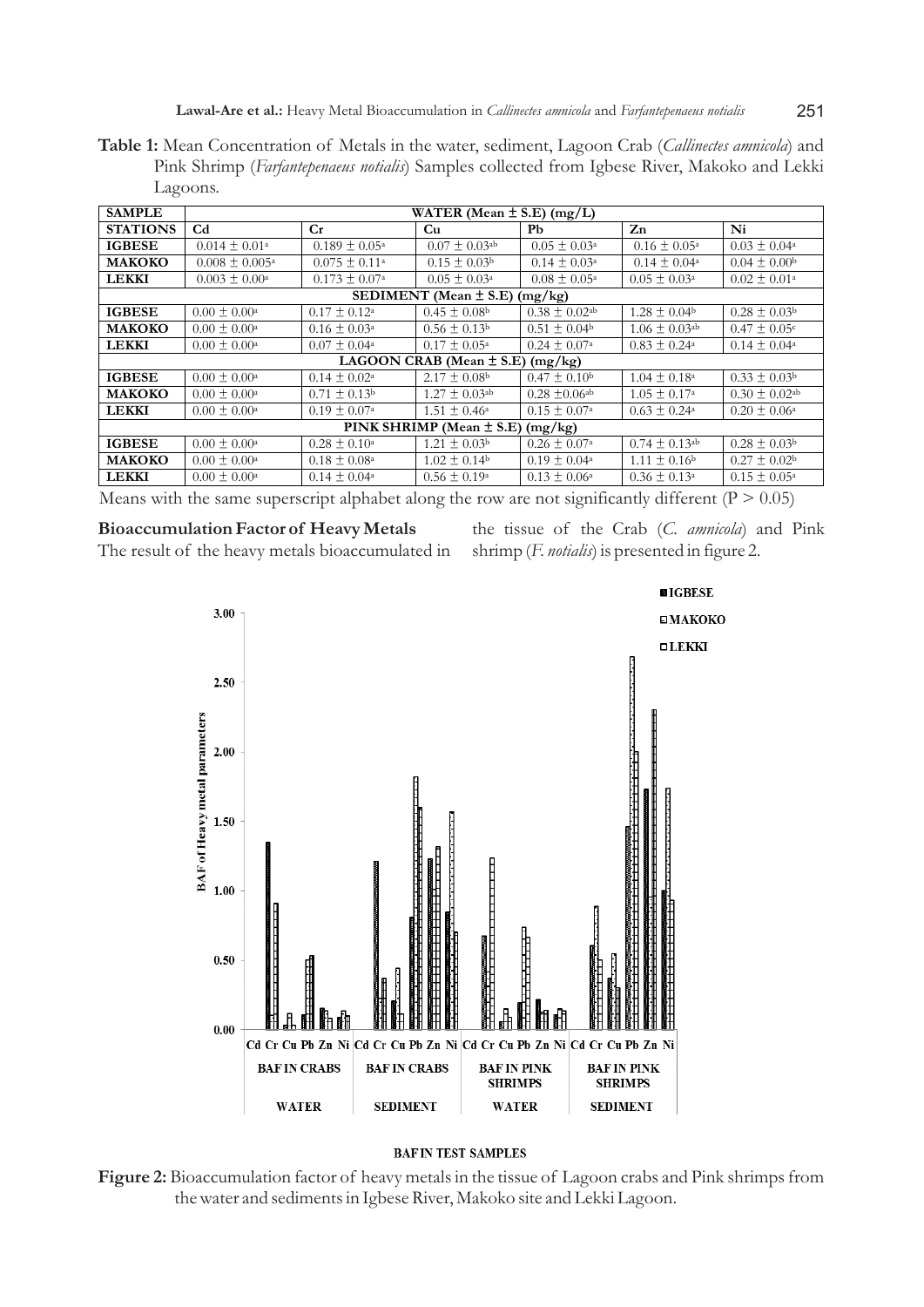**Table 1:** Mean Concentration of Metals in the water, sediment, Lagoon Crab (*Callinectes amnicola*) and Pink Shrimp (*Farfantepenaeus notialis*) Samples collected from Igbese River, Makoko and Lekki Lagoons.

| SAMPLE | WATER (Mean ± S.E) (mg/L) | | | | | |
|---|---|---|---|---|---|---|
| **STATIONS** | **Cd** | **Cr** | **Cu** | **Pb** | **Zn** | **Ni** |
| **IGBESE** | 0.014 ± 0.01[a] | 0.189 ± 0.05[a] | 0.07 ± 0.03[ab] | 0.05 ± 0.03[a] | 0.16 ± 0.05[a] | 0.03 ± 0.04[a] |
| **MAKOKO** | 0.008 ± 0.005[a] | 0.075 ± 0.11[a] | 0.15 ± 0.03[b] | 0.14 ± 0.03[a] | 0.14 ± 0.04[a] | 0.04 ± 0.00[b] |
| **LEKKI** | 0.003 ± 0.00[a] | 0.173 ± 0.07[a] | 0.05 ± 0.03[a] | 0.08 ± 0.05[a] | 0.05 ± 0.03[a] | 0.02 ± 0.01[a] |
| **SEDIMENT (Mean ± S.E) (mg/kg)** | | | | | | |
| **IGBESE** | 0.00 ± 0.00[a] | 0.17 ± 0.12[a] | 0.45 ± 0.08[b] | 0.38 ± 0.02[ab] | 1.28 ± 0.04[b] | 0.28 ± 0.03[b] |
| **MAKOKO** | 0.00 ± 0.00[a] | 0.16 ± 0.03[a] | 0.56 ± 0.13[b] | 0.51 ± 0.04[b] | 1.06 ± 0.03[ab] | 0.47 ± 0.05[c] |
| **LEKKI** | 0.00 ± 0.00[a] | 0.07 ± 0.04[a] | 0.17 ± 0.05[a] | 0.24 ± 0.07[a] | 0.83 ± 0.24[a] | 0.14 ± 0.04[a] |
| **LAGOON CRAB (Mean ± S.E) (mg/kg)** | | | | | | |
| **IGBESE** | 0.00 ± 0.00[a] | 0.14 ± 0.02[a] | 2.17 ± 0.08[b] | 0.47 ± 0.10[b] | 1.04 ± 0.18[a] | 0.33 ± 0.03[b] |
| **MAKOKO** | 0.00 ± 0.00[a] | 0.71 ± 0.13[b] | 1.27 ± 0.03[ab] | 0.28 ±0.06[ab] | 1.05 ± 0.17[a] | 0.30 ± 0.02[ab] |
| **LEKKI** | 0.00 ± 0.00[a] | 0.19 ± 0.07[a] | 1.51 ± 0.46[a] | 0.15 ± 0.07[a] | 0.63 ± 0.24[a] | 0.20 ± 0.06[a] |
| **PINK SHRIMP (Mean ± S.E) (mg/kg)** | | | | | | |
| **IGBESE** | 0.00 ± 0.00[a] | 0.28 ± 0.10[a] | 1.21 ± 0.03[b] | 0.26 ± 0.07[a] | 0.74 ± 0.13[ab] | 0.28 ± 0.03[b] |
| **MAKOKO** | 0.00 ± 0.00[a] | 0.18 ± 0.08[a] | 1.02 ± 0.14[b] | 0.19 ± 0.04[a] | 1.11 ± 0.16[b] | 0.27 ± 0.02[b] |
| **LEKKI** | 0.00 ± 0.00[a] | 0.14 ± 0.04[a] | 0.56 ± 0.19[a] | 0.13 ± 0.06[a] | 0.36 ± 0.13[a] | 0.15 ± 0.05[a] |

Means with the same superscript alphabet along the row are not significantly different ($P > 0.05$)

**Bioaccumulation Factor of Heavy Metals**

The result of the heavy metals bioaccumulated in the tissue of the Crab (*C. amnicola*) and Pink shrimp (*F. notialis*) is presented in figure 2.

**Figure 2:** Bioaccumulation factor of heavy metals in the tissue of Lagoon crabs and Pink shrimps from the water and sediments in Igbese River, Makoko site and Lekki Lagoon.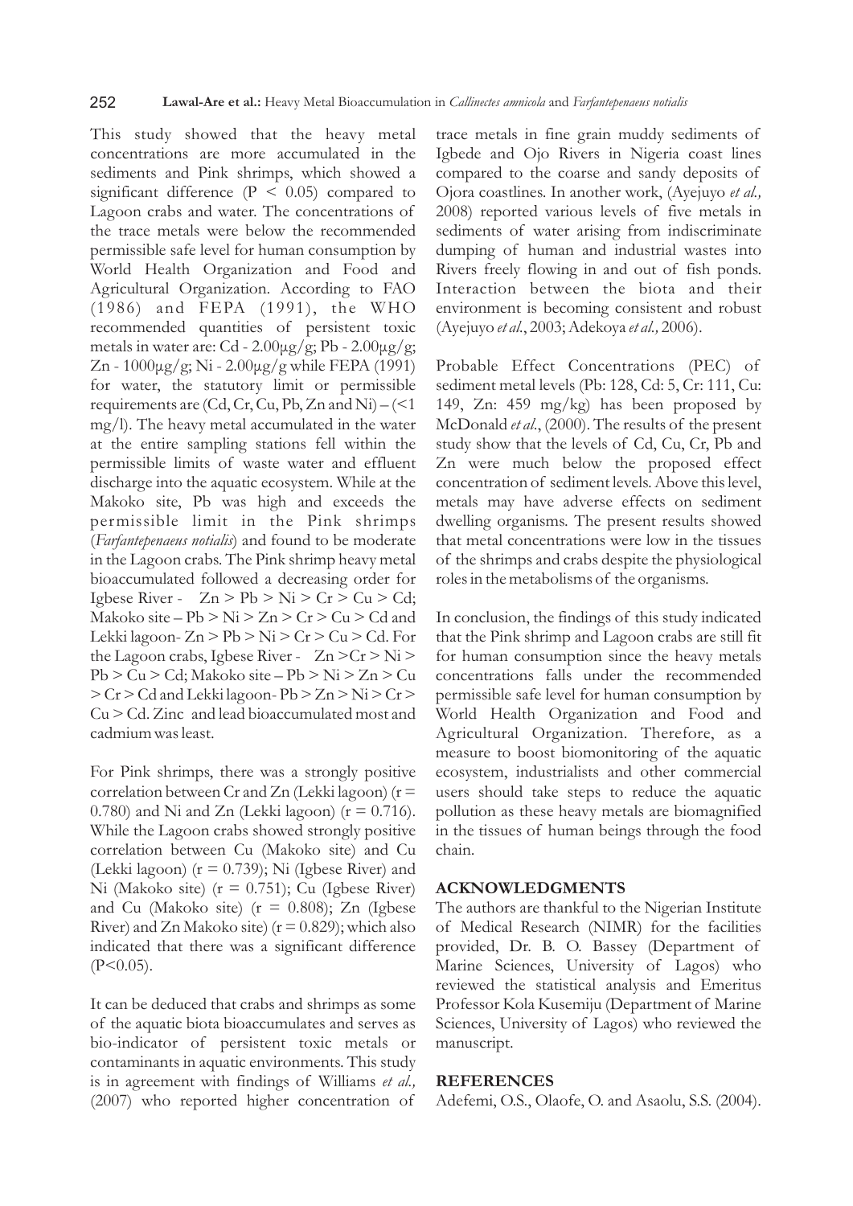This study showed that the heavy metal concentrations are more accumulated in the sediments and Pink shrimps, which showed a significant difference ($P < 0.05$) compared to Lagoon crabs and water. The concentrations of the trace metals were below the recommended permissible safe level for human consumption by World Health Organization and Food and Agricultural Organization. According to FAO (1986) and FEPA (1991), the WHO recommended quantities of persistent toxic metals in water are: Cd - 2.00µg/g; Pb - 2.00µg/g; Zn - 1000µg/g; Ni - 2.00µg/g while FEPA (1991) for water, the statutory limit or permissible requirements are (Cd, Cr, Cu, Pb, Zn and Ni) – (<1 mg/l). The heavy metal accumulated in the water at the entire sampling stations fell within the permissible limits of waste water and effluent discharge into the aquatic ecosystem. While at the Makoko site, Pb was high and exceeds the permissible limit in the Pink shrimps (*Farfantepenaeus notialis*) and found to be moderate in the Lagoon crabs. The Pink shrimp heavy metal bioaccumulated followed a decreasing order for Igbese River - Zn > Pb > Ni > Cr > Cu > Cd; Makoko site – Pb > Ni > Zn > Cr > Cu > Cd and Lekki lagoon- Zn > Pb > Ni > Cr > Cu > Cd. For the Lagoon crabs, Igbese River - Zn >Cr > Ni > Pb > Cu > Cd; Makoko site – Pb > Ni > Zn > Cu > Cr > Cd and Lekki lagoon- Pb > Zn > Ni > Cr > Cu > Cd. Zinc and lead bioaccumulated most and cadmium was least.

For Pink shrimps, there was a strongly positive correlation between Cr and Zn (Lekki lagoon) ($r = 0.780$) and Ni and Zn (Lekki lagoon) ($r = 0.716$). While the Lagoon crabs showed strongly positive correlation between Cu (Makoko site) and Cu (Lekki lagoon) ($r = 0.739$); Ni (Igbese River) and Ni (Makoko site) ($r = 0.751$); Cu (Igbese River) and Cu (Makoko site) ($r = 0.808$); Zn (Igbese River) and Zn Makoko site) ($r = 0.829$); which also indicated that there was a significant difference ($P<0.05$).

It can be deduced that crabs and shrimps as some of the aquatic biota bioaccumulates and serves as bio-indicator of persistent toxic metals or contaminants in aquatic environments. This study is in agreement with findings of Williams *et al.,* (2007) who reported higher concentration of trace metals in fine grain muddy sediments of Igbede and Ojo Rivers in Nigeria coast lines compared to the coarse and sandy deposits of Ojora coastlines. In another work, (Ayejuyo *et al.,* 2008) reported various levels of five metals in sediments of water arising from indiscriminate dumping of human and industrial wastes into Rivers freely flowing in and out of fish ponds. Interaction between the biota and their environment is becoming consistent and robust (Ayejuyo *et al.*, 2003; Adekoya *et al.,* 2006).

Probable Effect Concentrations (PEC) of sediment metal levels (Pb: 128, Cd: 5, Cr: 111, Cu: 149, Zn: 459 mg/kg) has been proposed by McDonald *et al.*, (2000). The results of the present study show that the levels of Cd, Cu, Cr, Pb and Zn were much below the proposed effect concentration of sediment levels. Above this level, metals may have adverse effects on sediment dwelling organisms. The present results showed that metal concentrations were low in the tissues of the shrimps and crabs despite the physiological roles in the metabolisms of the organisms.

In conclusion, the findings of this study indicated that the Pink shrimp and Lagoon crabs are still fit for human consumption since the heavy metals concentrations falls under the recommended permissible safe level for human consumption by World Health Organization and Food and Agricultural Organization. Therefore, as a measure to boost biomonitoring of the aquatic ecosystem, industrialists and other commercial users should take steps to reduce the aquatic pollution as these heavy metals are biomagnified in the tissues of human beings through the food chain.

## ACKNOWLEDGMENTS

The authors are thankful to the Nigerian Institute of Medical Research (NIMR) for the facilities provided, Dr. B. O. Bassey (Department of Marine Sciences, University of Lagos) who reviewed the statistical analysis and Emeritus Professor Kola Kusemiju (Department of Marine Sciences, University of Lagos) who reviewed the manuscript.

## REFERENCES

Adefemi, O.S., Olaofe, O. and Asaolu, S.S. (2004).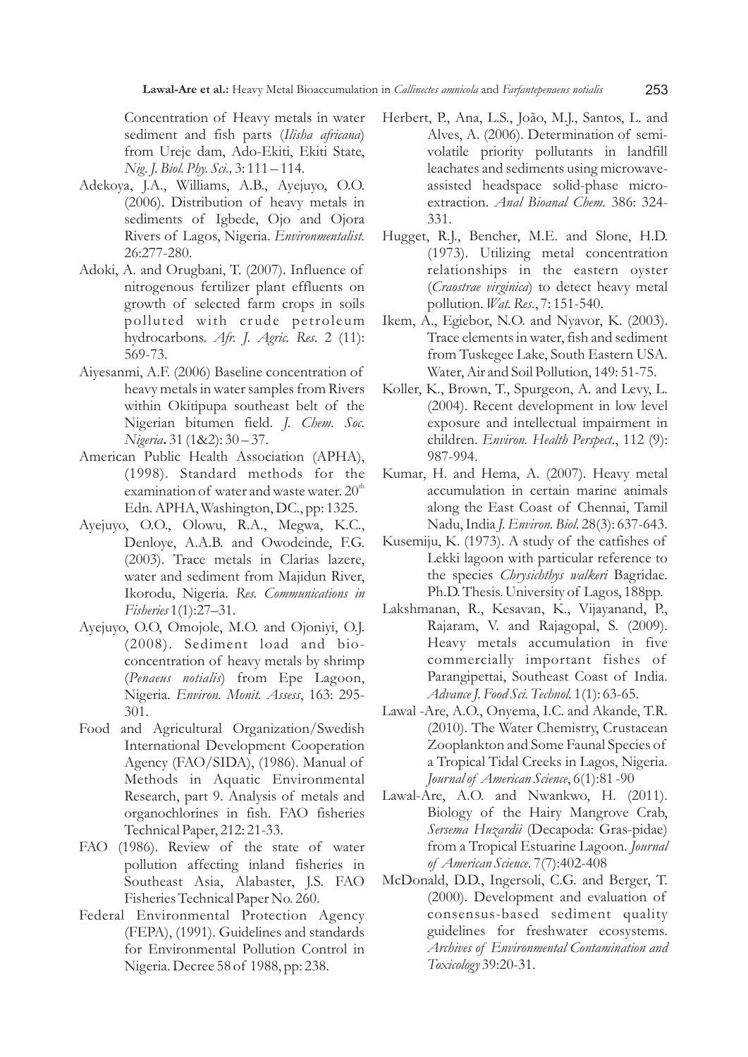Concentration of Heavy metals in water sediment and fish parts (*Ilisha africana*) from Ureje dam, Ado-Ekiti, Ekiti State, *Nig. J. Biol. Phy. Sci.,* 3: 111 – 114.

Adekoya, J.A., Williams, A.B., Ayejuyo, O.O. (2006). Distribution of heavy metals in sediments of Igbede, Ojo and Ojora Rivers of Lagos, Nigeria. *Environmentalist.* 26:277-280.

Adoki, A. and Orugbani, T. (2007). Influence of nitrogenous fertilizer plant effluents on growth of selected farm crops in soils polluted with crude petroleum hydrocarbons. *Afr. J. Agric. Res.* 2 (11): 569-73.

Aiyesanmi, A.F. (2006) Baseline concentration of heavy metals in water samples from Rivers within Okitipupa southeast belt of the Nigerian bitumen field. *J. Chem. Soc. Nigeria***.** 31 (1&2): 30 – 37.

American Public Health Association (APHA), (1998). Standard methods for the examination of water and waste water. 20[th] Edn. APHA, Washington, DC., pp: 1325.

Ayejuyo, O.O., Olowu, R.A., Megwa, K.C., Denloye, A.A.B. and Owodeinde, F.G. (2003). Trace metals in Clarias lazere, water and sediment from Majidun River, Ikorodu, Nigeria. *Res. Communications in Fisheries* 1(1):27–31.

Ayejuyo, O.O, Omojole, M.O. and Ojoniyi, O.J. (2008). Sediment load and bio-concentration of heavy metals by shrimp (*Penaeus notialis*) from Epe Lagoon, Nigeria. *Environ. Monit. Assess*, 163: 295-301.

Food and Agricultural Organization/Swedish International Development Cooperation Agency (FAO/SIDA), (1986). Manual of Methods in Aquatic Environmental Research, part 9. Analysis of metals and organochlorines in fish. FAO fisheries Technical Paper, 212: 21-33.

FAO (1986). Review of the state of water pollution affecting inland fisheries in Southeast Asia, Alabaster, J.S. FAO Fisheries Technical Paper No. 260.

Federal Environmental Protection Agency (FEPA), (1991). Guidelines and standards for Environmental Pollution Control in Nigeria. Decree 58 of 1988, pp: 238.

Herbert, P., Ana, L.S., João, M.J., Santos, L. and Alves, A. (2006). Determination of semi-volatile priority pollutants in landfill leachates and sediments using microwave-assisted headspace solid-phase micro-extraction. *Anal Bioanal Chem.* 386: 324-331.

Hugget, R.J., Bencher, M.E. and Slone, H.D. (1973). Utilizing metal concentration relationships in the eastern oyster (*Craostrae virginica*) to detect heavy metal pollution. *Wat. Res.*, 7: 151-540.

Ikem, A., Egiebor, N.O. and Nyavor, K. (2003). Trace elements in water, fish and sediment from Tuskegee Lake, South Eastern USA. Water, Air and Soil Pollution, 149: 51-75.

Koller, K., Brown, T., Spurgeon, A. and Levy, L. (2004). Recent development in low level exposure and intellectual impairment in children. *Environ. Health Perspect*., 112 (9): 987-994.

Kumar, H. and Hema, A. (2007). Heavy metal accumulation in certain marine animals along the East Coast of Chennai, Tamil Nadu, India *J. Environ. Biol.* 28(3): 637-643.

Kusemiju, K. (1973). A study of the catfishes of Lekki lagoon with particular reference to the species *Chrysichthys walkeri* Bagridae. Ph.D. Thesis. University of Lagos, 188pp.

Lakshmanan, R., Kesavan, K., Vijayanand, P., Rajaram, V. and Rajagopal, S. (2009). Heavy metals accumulation in five commercially important fishes of Parangipettai, Southeast Coast of India. *Advance J. Food Sci. Technol.* 1(1): 63-65.

Lawal -Are, A.O., Onyema, I.C. and Akande, T.R. (2010). The Water Chemistry, Crustacean Zooplankton and Some Faunal Species of a Tropical Tidal Creeks in Lagos, Nigeria. *Journal of American Science*, 6(1):81 -90

Lawal-Are, A.O. and Nwankwo, H. (2011). Biology of the Hairy Mangrove Crab, *Sersema Huzardii* (Decapoda: Gras-pidae) from a Tropical Estuarine Lagoon. *Journal of American Science.* 7(7):402-408

McDonald, D.D., Ingersoli, C.G. and Berger, T. (2000). Development and evaluation of consensus-based sediment quality guidelines for freshwater ecosystems. *Archives of Environmental Contamination and Toxicology* 39:20-31.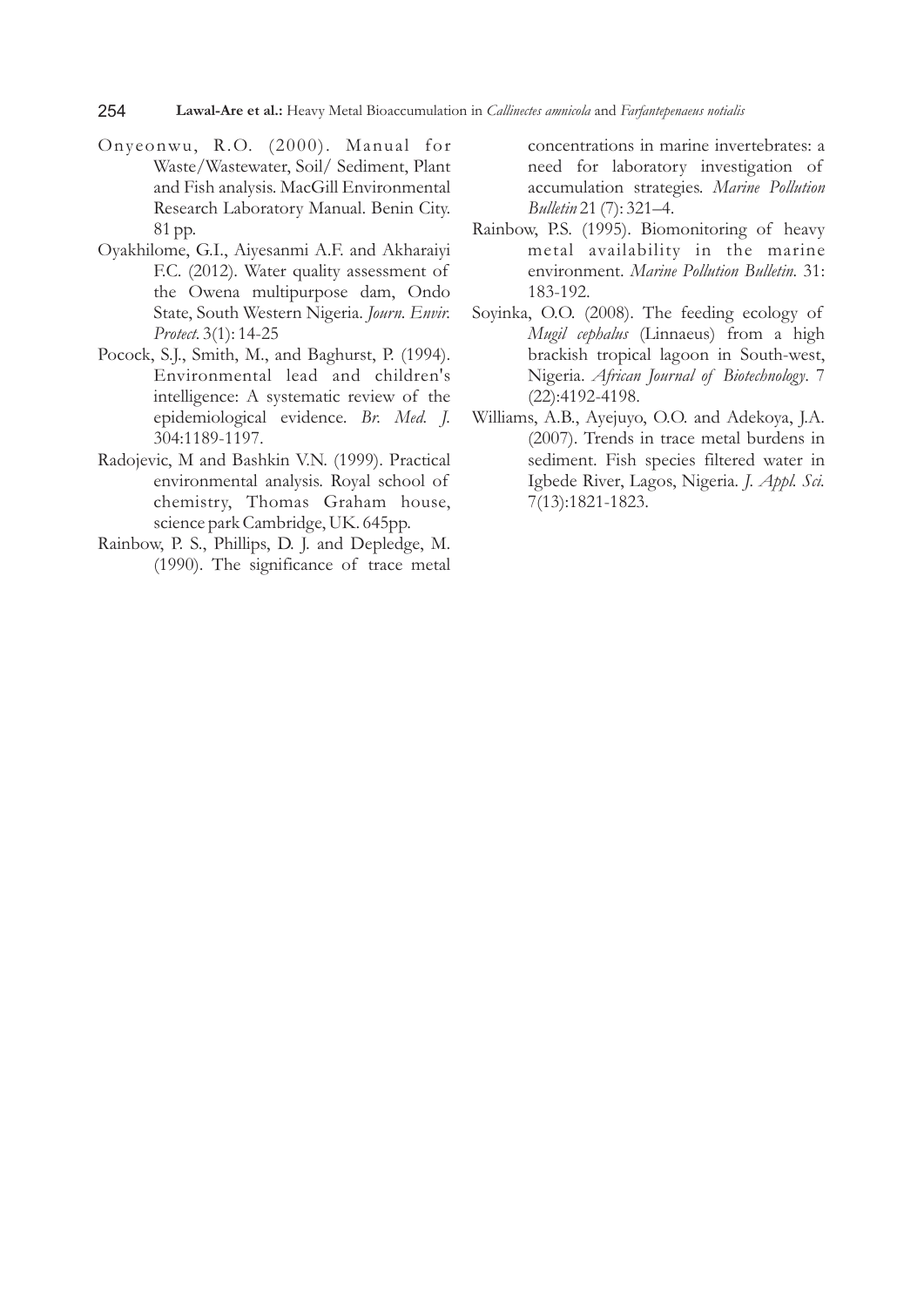Onyeonwu, R.O. (2000). Manual for Waste/Wastewater, Soil/ Sediment, Plant and Fish analysis. MacGill Environmental Research Laboratory Manual. Benin City. 81 pp.

Oyakhilome, G.I., Aiyesanmi A.F. and Akharaiyi F.C. (2012). Water quality assessment of the Owena multipurpose dam, Ondo State, South Western Nigeria. *Journ. Envir. Protect.* 3(1): 14-25

Pocock, S.J., Smith, M., and Baghurst, P. (1994). Environmental lead and children's intelligence: A systematic review of the epidemiological evidence. *Br. Med. J.* 304:1189-1197.

Radojevic, M and Bashkin V.N. (1999). Practical environmental analysis. Royal school of chemistry, Thomas Graham house, science park Cambridge, UK. 645pp.

Rainbow, P. S., Phillips, D. J. and Depledge, M. (1990). The significance of trace metal concentrations in marine invertebrates: a need for laboratory investigation of accumulation strategies. *Marine Pollution Bulletin* 21 (7): 321–4.

Rainbow, P.S. (1995). Biomonitoring of heavy metal availability in the marine environment. *Marine Pollution Bulletin*. 31: 183-192.

Soyinka, O.O. (2008). The feeding ecology of *Mugil cephalus* (Linnaeus) from a high brackish tropical lagoon in South-west, Nigeria. *African Journal of Biotechnology*. 7 (22):4192-4198.

Williams, A.B., Ayejuyo, O.O. and Adekoya, J.A. (2007). Trends in trace metal burdens in sediment. Fish species filtered water in Igbede River, Lagos, Nigeria. *J. Appl. Sci.* 7(13):1821-1823.